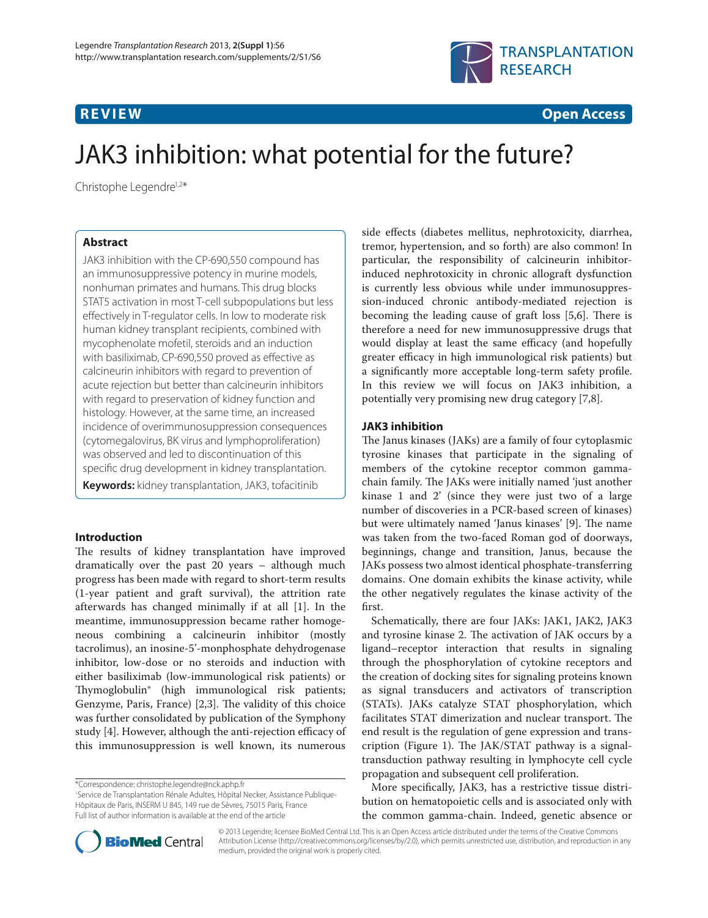**REVIEW** **Open Access**

# JAK3 inhibition: what potential for the future?

Christophe Legendre[1,2*]

## Abstract

JAK3 inhibition with the CP-690,550 compound has an immunosuppressive potency in murine models, nonhuman primates and humans. This drug blocks STAT5 activation in most T-cell subpopulations but less effectively in T-regulator cells. In low to moderate risk human kidney transplant recipients, combined with mycophenolate mofetil, steroids and an induction with basiliximab, CP-690,550 proved as effective as calcineurin inhibitors with regard to prevention of acute rejection but better than calcineurin inhibitors with regard to preservation of kidney function and histology. However, at the same time, an increased incidence of overimmunosuppression consequences (cytomegalovirus, BK virus and lymphoproliferation) was observed and led to discontinuation of this specific drug development in kidney transplantation.

**Keywords:** kidney transplantation, JAK3, tofacitinib

## Introduction

The results of kidney transplantation have improved dramatically over the past 20 years – although much progress has been made with regard to short-term results (1-year patient and graft survival), the attrition rate afterwards has changed minimally if at all [1]. In the meantime, immunosuppression became rather homogeneous combining a calcineurin inhibitor (mostly tacrolimus), an inosine-5'-monphosphate dehydrogenase inhibitor, low-dose or no steroids and induction with either basiliximab (low-immunological risk patients) or Thymoglobulin® (high immunological risk patients; Genzyme, Paris, France) [2,3]. The validity of this choice was further consolidated by publication of the Symphony study [4]. However, although the anti-rejection efficacy of this immunosuppression is well known, its numerous side effects (diabetes mellitus, nephrotoxicity, diarrhea, tremor, hypertension, and so forth) are also common! In particular, the responsibility of calcineurin inhibitor-induced nephrotoxicity in chronic allograft dysfunction is currently less obvious while under immunosuppression-induced chronic antibody-mediated rejection is becoming the leading cause of graft loss [5,6]. There is therefore a need for new immunosuppressive drugs that would display at least the same efficacy (and hopefully greater efficacy in high immunological risk patients) but a significantly more acceptable long-term safety profile. In this review we will focus on JAK3 inhibition, a potentially very promising new drug category [7,8].

## JAK3 inhibition

The Janus kinases (JAKs) are a family of four cytoplasmic tyrosine kinases that participate in the signaling of members of the cytokine receptor common gamma-chain family. The JAKs were initially named 'just another kinase 1 and 2' (since they were just two of a large number of discoveries in a PCR-based screen of kinases) but were ultimately named 'Janus kinases' [9]. The name was taken from the two-faced Roman god of doorways, beginnings, change and transition, Janus, because the JAKs possess two almost identical phosphate-transferring domains. One domain exhibits the kinase activity, while the other negatively regulates the kinase activity of the first.

Schematically, there are four JAKs: JAK1, JAK2, JAK3 and tyrosine kinase 2. The activation of JAK occurs by a ligand–receptor interaction that results in signaling through the phosphorylation of cytokine receptors and the creation of docking sites for signaling proteins known as signal transducers and activators of transcription (STATs). JAKs catalyze STAT phosphorylation, which facilitates STAT dimerization and nuclear transport. The end result is the regulation of gene expression and transcription (Figure 1). The JAK/STAT pathway is a signal-transduction pathway resulting in lymphocyte cell cycle propagation and subsequent cell proliferation.

More specifically, JAK3, has a restrictive tissue distribution on hematopoietic cells and is associated only with the common gamma-chain. Indeed, genetic absence or

*Correspondence: christophe.legendre@nck.aphp.fr
[1]Service de Transplantation Rénale Adultes, Hôpital Necker, Assistance Publique-Hôpitaux de Paris, INSERM U 845, 149 rue de Sèvres, 75015 Paris, France
Full list of author information is available at the end of the article

© 2013 Legendre; licensee BioMed Central Ltd. This is an Open Access article distributed under the terms of the Creative Commons Attribution License (http://creativecommons.org/licenses/by/2.0), which permits unrestricted use, distribution, and reproduction in any medium, provided the original work is properly cited.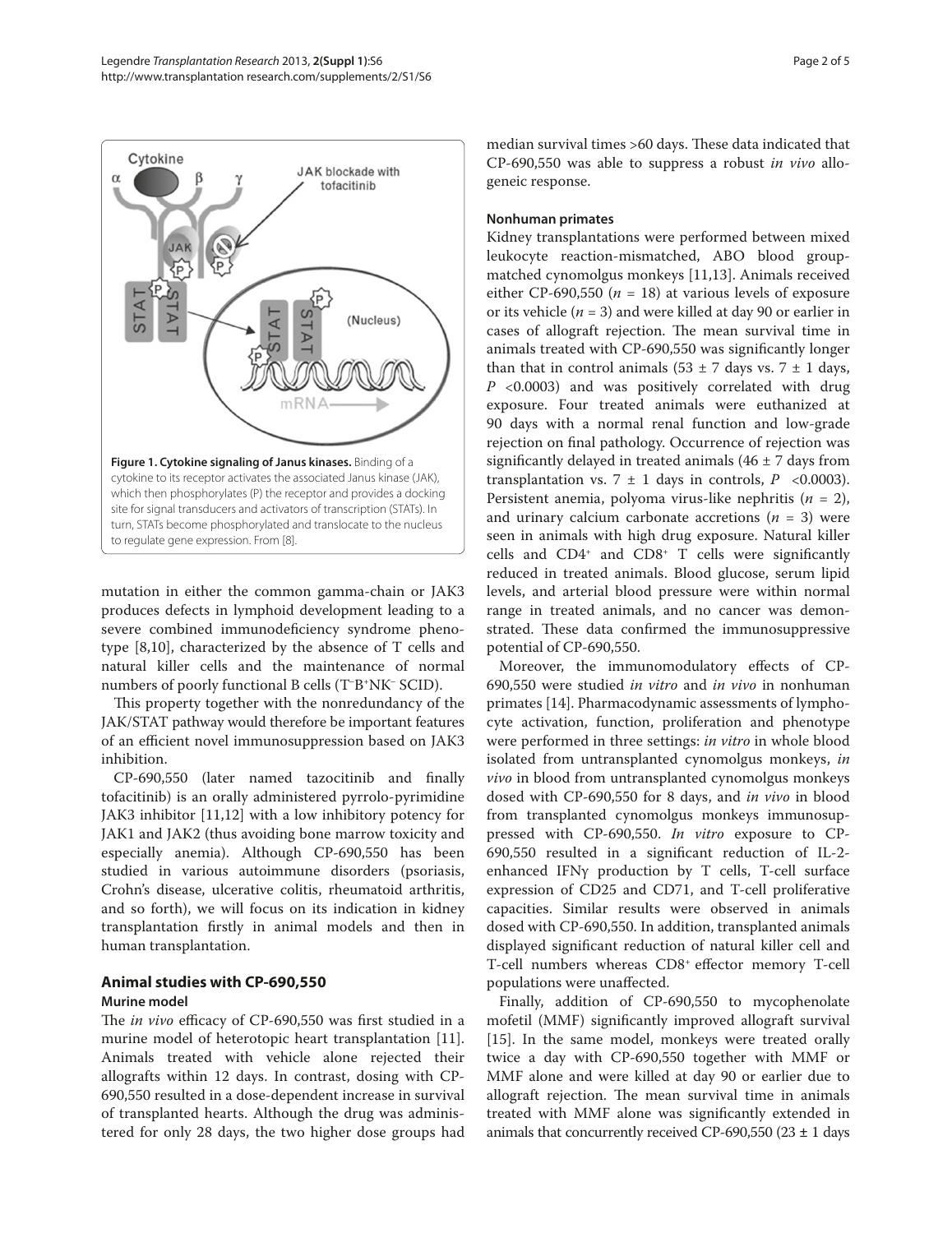**Figure 1. Cytokine signaling of Janus kinases.** Binding of a cytokine to its receptor activates the associated Janus kinase (JAK), which then phosphorylates (P) the receptor and provides a docking site for signal transducers and activators of transcription (STATs). In turn, STATs become phosphorylated and translocate to the nucleus to regulate gene expression. From [8].

mutation in either the common gamma-chain or JAK3 produces defects in lymphoid development leading to a severe combined immunodeficiency syndrome phenotype [8,10], characterized by the absence of T cells and natural killer cells and the maintenance of normal numbers of poorly functional B cells ($T^-B^+NK^-$ SCID).

This property together with the nonredundancy of the JAK/STAT pathway would therefore be important features of an efficient novel immunosuppression based on JAK3 inhibition.

CP-690,550 (later named tazocitinib and finally tofacitinib) is an orally administered pyrrolo-pyrimidine JAK3 inhibitor [11,12] with a low inhibitory potency for JAK1 and JAK2 (thus avoiding bone marrow toxicity and especially anemia). Although CP-690,550 has been studied in various autoimmune disorders (psoriasis, Crohn's disease, ulcerative colitis, rheumatoid arthritis, and so forth), we will focus on its indication in kidney transplantation firstly in animal models and then in human transplantation.

## Animal studies with CP-690,550

### Murine model

The *in vivo* efficacy of CP-690,550 was first studied in a murine model of heterotopic heart transplantation [11]. Animals treated with vehicle alone rejected their allografts within 12 days. In contrast, dosing with CP-690,550 resulted in a dose-dependent increase in survival of transplanted hearts. Although the drug was administered for only 28 days, the two higher dose groups had median survival times >60 days. These data indicated that CP-690,550 was able to suppress a robust *in vivo* allogeneic response.

### Nonhuman primates

Kidney transplantations were performed between mixed leukocyte reaction-mismatched, ABO blood group-matched cynomolgus monkeys [11,13]. Animals received either CP-690,550 ($n$ = 18) at various levels of exposure or its vehicle ($n$ = 3) and were killed at day 90 or earlier in cases of allograft rejection. The mean survival time in animals treated with CP-690,550 was significantly longer than that in control animals (53 ± 7 days vs. 7 ± 1 days, $P$ <0.0003) and was positively correlated with drug exposure. Four treated animals were euthanized at 90 days with a normal renal function and low-grade rejection on final pathology. Occurrence of rejection was significantly delayed in treated animals (46 ± 7 days from transplantation vs. 7 ± 1 days in controls, $P$ <0.0003). Persistent anemia, polyoma virus-like nephritis ($n$ = 2), and urinary calcium carbonate accretions ($n$ = 3) were seen in animals with high drug exposure. Natural killer cells and $CD4^+$ and $CD8^+$ T cells were significantly reduced in treated animals. Blood glucose, serum lipid levels, and arterial blood pressure were within normal range in treated animals, and no cancer was demonstrated. These data confirmed the immunosuppressive potential of CP-690,550.

Moreover, the immunomodulatory effects of CP-690,550 were studied *in vitro* and *in vivo* in nonhuman primates [14]. Pharmacodynamic assessments of lymphocyte activation, function, proliferation and phenotype were performed in three settings: *in vitro* in whole blood isolated from untransplanted cynomolgus monkeys, *in vivo* in blood from untransplanted cynomolgus monkeys dosed with CP-690,550 for 8 days, and *in vivo* in blood from transplanted cynomolgus monkeys immunosuppressed with CP-690,550. *In vitro* exposure to CP-690,550 resulted in a significant reduction of IL-2-enhanced IFNγ production by T cells, T-cell surface expression of CD25 and CD71, and T-cell proliferative capacities. Similar results were observed in animals dosed with CP-690,550. In addition, transplanted animals displayed significant reduction of natural killer cell and T-cell numbers whereas $CD8^+$ effector memory T-cell populations were unaffected.

Finally, addition of CP-690,550 to mycophenolate mofetil (MMF) significantly improved allograft survival [15]. In the same model, monkeys were treated orally twice a day with CP-690,550 together with MMF or MMF alone and were killed at day 90 or earlier due to allograft rejection. The mean survival time in animals treated with MMF alone was significantly extended in animals that concurrently received CP-690,550 (23 ± 1 days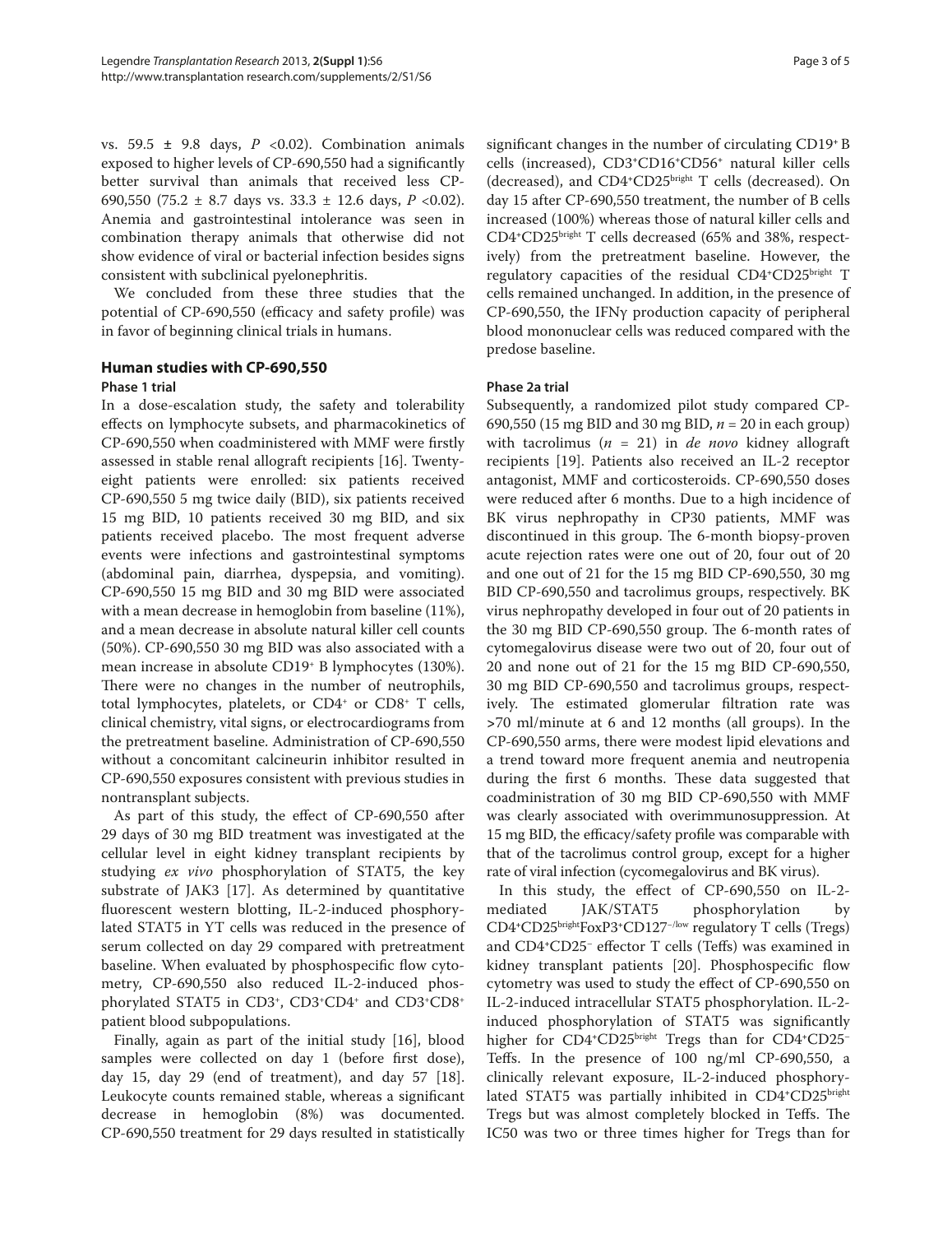vs. 59.5 ± 9.8 days, $P < 0.02$). Combination animals exposed to higher levels of CP-690,550 had a significantly better survival than animals that received less CP-690,550 (75.2 ± 8.7 days vs. 33.3 ± 12.6 days, $P < 0.02$). Anemia and gastrointestinal intolerance was seen in combination therapy animals that otherwise did not show evidence of viral or bacterial infection besides signs consistent with subclinical pyelonephritis.

We concluded from these three studies that the potential of CP-690,550 (efficacy and safety profile) was in favor of beginning clinical trials in humans.

## Human studies with CP-690,550

### Phase 1 trial

In a dose-escalation study, the safety and tolerability effects on lymphocyte subsets, and pharmacokinetics of CP-690,550 when coadministered with MMF were firstly assessed in stable renal allograft recipients [16]. Twenty-eight patients were enrolled: six patients received CP-690,550 5 mg twice daily (BID), six patients received 15 mg BID, 10 patients received 30 mg BID, and six patients received placebo. The most frequent adverse events were infections and gastrointestinal symptoms (abdominal pain, diarrhea, dyspepsia, and vomiting). CP-690,550 15 mg BID and 30 mg BID were associated with a mean decrease in hemoglobin from baseline (11%), and a mean decrease in absolute natural killer cell counts (50%). CP-690,550 30 mg BID was also associated with a mean increase in absolute CD19⁺ B lymphocytes (130%). There were no changes in the number of neutrophils, total lymphocytes, platelets, or CD4⁺ or CD8⁺ T cells, clinical chemistry, vital signs, or electrocardiograms from the pretreatment baseline. Administration of CP-690,550 without a concomitant calcineurin inhibitor resulted in CP-690,550 exposures consistent with previous studies in nontransplant subjects.

As part of this study, the effect of CP-690,550 after 29 days of 30 mg BID treatment was investigated at the cellular level in eight kidney transplant recipients by studying *ex vivo* phosphorylation of STAT5, the key substrate of JAK3 [17]. As determined by quantitative fluorescent western blotting, IL-2-induced phosphorylated STAT5 in YT cells was reduced in the presence of serum collected on day 29 compared with pretreatment baseline. When evaluated by phosphospecific flow cytometry, CP-690,550 also reduced IL-2-induced phosphorylated STAT5 in CD3⁺, CD3⁺CD4⁺ and CD3⁺CD8⁺ patient blood subpopulations.

Finally, again as part of the initial study [16], blood samples were collected on day 1 (before first dose), day 15, day 29 (end of treatment), and day 57 [18]. Leukocyte counts remained stable, whereas a significant decrease in hemoglobin (8%) was documented. CP-690,550 treatment for 29 days resulted in statistically significant changes in the number of circulating CD19⁺ B cells (increased), CD3⁺CD16⁺CD56⁺ natural killer cells (decreased), and CD4⁺CD25^bright^ T cells (decreased). On day 15 after CP-690,550 treatment, the number of B cells increased (100%) whereas those of natural killer cells and CD4⁺CD25^bright^ T cells decreased (65% and 38%, respectively) from the pretreatment baseline. However, the regulatory capacities of the residual CD4⁺CD25^bright^ T cells remained unchanged. In addition, in the presence of CP-690,550, the IFNγ production capacity of peripheral blood mononuclear cells was reduced compared with the predose baseline.

### Phase 2a trial

Subsequently, a randomized pilot study compared CP-690,550 (15 mg BID and 30 mg BID, $n = 20$ in each group) with tacrolimus ($n = 21$) in *de novo* kidney allograft recipients [19]. Patients also received an IL-2 receptor antagonist, MMF and corticosteroids. CP-690,550 doses were reduced after 6 months. Due to a high incidence of BK virus nephropathy in CP30 patients, MMF was discontinued in this group. The 6-month biopsy-proven acute rejection rates were one out of 20, four out of 20 and one out of 21 for the 15 mg BID CP-690,550, 30 mg BID CP-690,550 and tacrolimus groups, respectively. BK virus nephropathy developed in four out of 20 patients in the 30 mg BID CP-690,550 group. The 6-month rates of cytomegalovirus disease were two out of 20, four out of 20 and none out of 21 for the 15 mg BID CP-690,550, 30 mg BID CP-690,550 and tacrolimus groups, respectively. The estimated glomerular filtration rate was >70 ml/minute at 6 and 12 months (all groups). In the CP-690,550 arms, there were modest lipid elevations and a trend toward more frequent anemia and neutropenia during the first 6 months. These data suggested that coadministration of 30 mg BID CP-690,550 with MMF was clearly associated with overimmunosuppression. At 15 mg BID, the efficacy/safety profile was comparable with that of the tacrolimus control group, except for a higher rate of viral infection (cycomegalovirus and BK virus).

In this study, the effect of CP-690,550 on IL-2-mediated JAK/STAT5 phosphorylation by CD4⁺CD25^bright^FoxP3⁺CD127^−/low^ regulatory T cells (Tregs) and CD4⁺CD25⁻ effector T cells (Teffs) was examined in kidney transplant patients [20]. Phosphospecific flow cytometry was used to study the effect of CP-690,550 on IL-2-induced intracellular STAT5 phosphorylation. IL-2-induced phosphorylation of STAT5 was significantly higher for CD4⁺CD25^bright^ Tregs than for CD4⁺CD25⁻ Teffs. In the presence of 100 ng/ml CP-690,550, a clinically relevant exposure, IL-2-induced phosphorylated STAT5 was partially inhibited in CD4⁺CD25^bright^ Tregs but was almost completely blocked in Teffs. The IC50 was two or three times higher for Tregs than for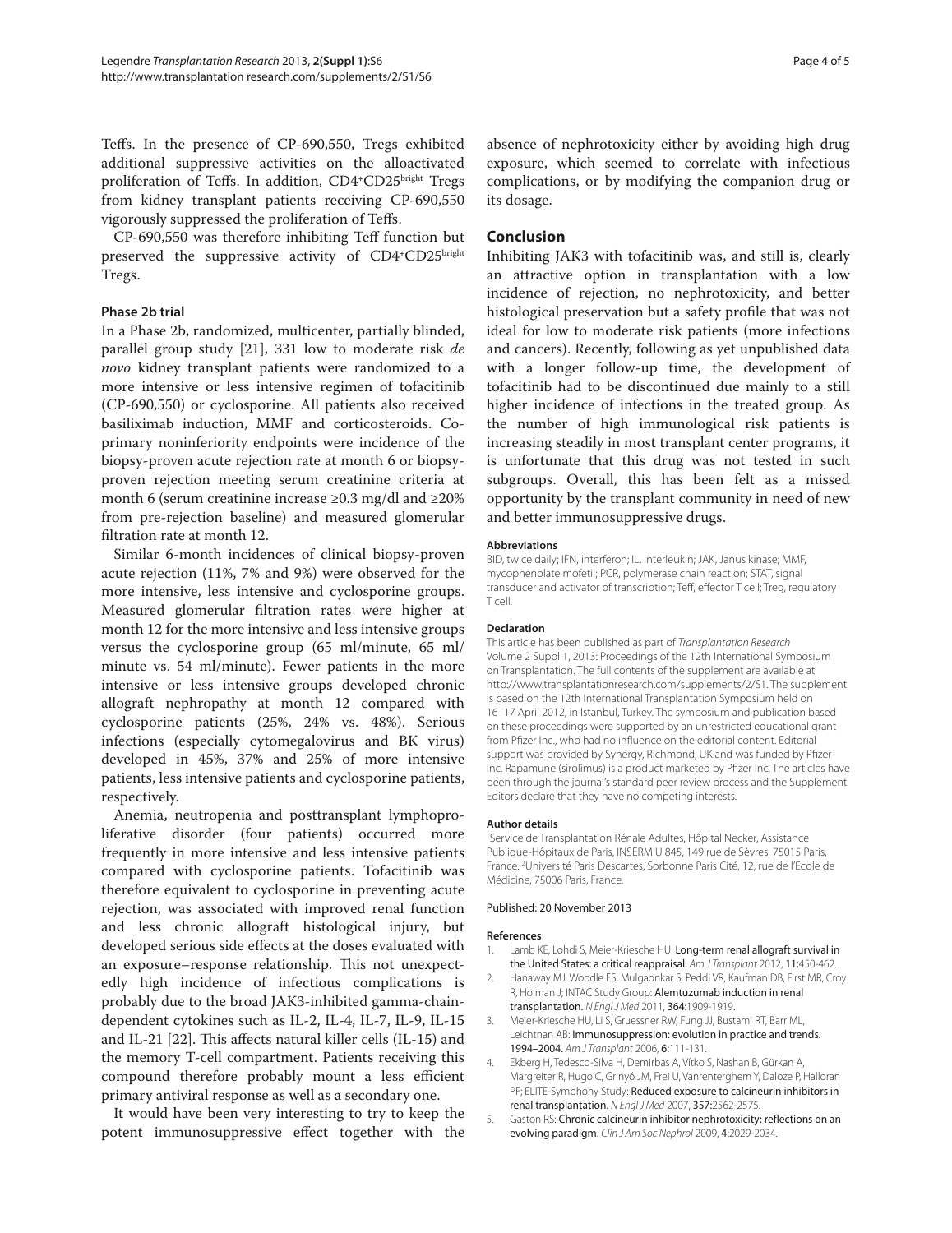Teffs. In the presence of CP-690,550, Tregs exhibited additional suppressive activities on the alloactivated proliferation of Teffs. In addition, $CD4^{+}CD25^{bright}$ Tregs from kidney transplant patients receiving CP-690,550 vigorously suppressed the proliferation of Teffs.

CP-690,550 was therefore inhibiting Teff function but preserved the suppressive activity of $CD4^{+}CD25^{bright}$ Tregs.

### Phase 2b trial

In a Phase 2b, randomized, multicenter, partially blinded, parallel group study [21], 331 low to moderate risk *de novo* kidney transplant patients were randomized to a more intensive or less intensive regimen of tofacitinib (CP-690,550) or cyclosporine. All patients also received basiliximab induction, MMF and corticosteroids. Co-primary noninferiority endpoints were incidence of the biopsy-proven acute rejection rate at month 6 or biopsy-proven rejection meeting serum creatinine criteria at month 6 (serum creatinine increase ≥0.3 mg/dl and ≥20% from pre-rejection baseline) and measured glomerular filtration rate at month 12.

Similar 6-month incidences of clinical biopsy-proven acute rejection (11%, 7% and 9%) were observed for the more intensive, less intensive and cyclosporine groups. Measured glomerular filtration rates were higher at month 12 for the more intensive and less intensive groups versus the cyclosporine group (65 ml/minute, 65 ml/minute vs. 54 ml/minute). Fewer patients in the more intensive or less intensive groups developed chronic allograft nephropathy at month 12 compared with cyclosporine patients (25%, 24% vs. 48%). Serious infections (especially cytomegalovirus and BK virus) developed in 45%, 37% and 25% of more intensive patients, less intensive patients and cyclosporine patients, respectively.

Anemia, neutropenia and posttransplant lymphoproliferative disorder (four patients) occurred more frequently in more intensive and less intensive patients compared with cyclosporine patients. Tofacitinib was therefore equivalent to cyclosporine in preventing acute rejection, was associated with improved renal function and less chronic allograft histological injury, but developed serious side effects at the doses evaluated with an exposure–response relationship. This not unexpectedly high incidence of infectious complications is probably due to the broad JAK3-inhibited gamma-chain-dependent cytokines such as IL-2, IL-4, IL-7, IL-9, IL-15 and IL-21 [22]. This affects natural killer cells (IL-15) and the memory T-cell compartment. Patients receiving this compound therefore probably mount a less efficient primary antiviral response as well as a secondary one.

It would have been very interesting to try to keep the potent immunosuppressive effect together with the absence of nephrotoxicity either by avoiding high drug exposure, which seemed to correlate with infectious complications, or by modifying the companion drug or its dosage.

## Conclusion

Inhibiting JAK3 with tofacitinib was, and still is, clearly an attractive option in transplantation with a low incidence of rejection, no nephrotoxicity, and better histological preservation but a safety profile that was not ideal for low to moderate risk patients (more infections and cancers). Recently, following as yet unpublished data with a longer follow-up time, the development of tofacitinib had to be discontinued due mainly to a still higher incidence of infections in the treated group. As the number of high immunological risk patients is increasing steadily in most transplant center programs, it is unfortunate that this drug was not tested in such subgroups. Overall, this has been felt as a missed opportunity by the transplant community in need of new and better immunosuppressive drugs.

#### Abbreviations

BID, twice daily; IFN, interferon; IL, interleukin; JAK, Janus kinase; MMF, mycophenolate mofetil; PCR, polymerase chain reaction; STAT, signal transducer and activator of transcription; Teff, effector T cell; Treg, regulatory T cell.

#### Declaration

This article has been published as part of *Transplantation Research* Volume 2 Suppl 1, 2013: Proceedings of the 12th International Symposium on Transplantation. The full contents of the supplement are available at http://www.transplantationresearch.com/supplements/2/S1. The supplement is based on the 12th International Transplantation Symposium held on 16–17 April 2012, in Istanbul, Turkey. The symposium and publication based on these proceedings were supported by an unrestricted educational grant from Pfizer Inc., who had no influence on the editorial content. Editorial support was provided by Synergy, Richmond, UK and was funded by Pfizer Inc. Rapamune (sirolimus) is a product marketed by Pfizer Inc. The articles have been through the journal's standard peer review process and the Supplement Editors declare that they have no competing interests.

#### Author details

[1]Service de Transplantation Rénale Adultes, Hôpital Necker, Assistance Publique-Hôpitaux de Paris, INSERM U 845, 149 rue de Sèvres, 75015 Paris, France. [2]Université Paris Descartes, Sorbonne Paris Cité, 12, rue de l'Ecole de Médicine, 75006 Paris, France.

Published: 20 November 2013

#### References

1. Lamb KE, Lohdi S, Meier-Kriesche HU: **Long-term renal allograft survival in the United States: a critical reappraisal.** *Am J Transplant* 2012, **11:**450-462.
2. Hanaway MJ, Woodle ES, Mulgaonkar S, Peddi VR, Kaufman DB, First MR, Croy R, Holman J; INTAC Study Group: **Alemtuzumab induction in renal transplantation.** *N Engl J Med* 2011, **364:**1909-1919.
3. Meier-Kriesche HU, Li S, Gruessner RW, Fung JJ, Bustami RT, Barr ML, Leichtnan AB: **Immunosuppression: evolution in practice and trends. 1994–2004.** *Am J Transplant* 2006, **6:**111-131.
4. Ekberg H, Tedesco-Silva H, Demirbas A, Vítko S, Nashan B, Gürkan A, Margreiter R, Hugo C, Grinyó JM, Frei U, Vanrenterghem Y, Daloze P, Halloran PF; ELITE-Symphony Study: **Reduced exposure to calcineurin inhibitors in renal transplantation.** *N Engl J Med* 2007, **357:**2562-2575.
5. Gaston RS: **Chronic calcineurin inhibitor nephrotoxicity: reflections on an evolving paradigm.** *Clin J Am Soc Nephrol* 2009, **4:**2029-2034.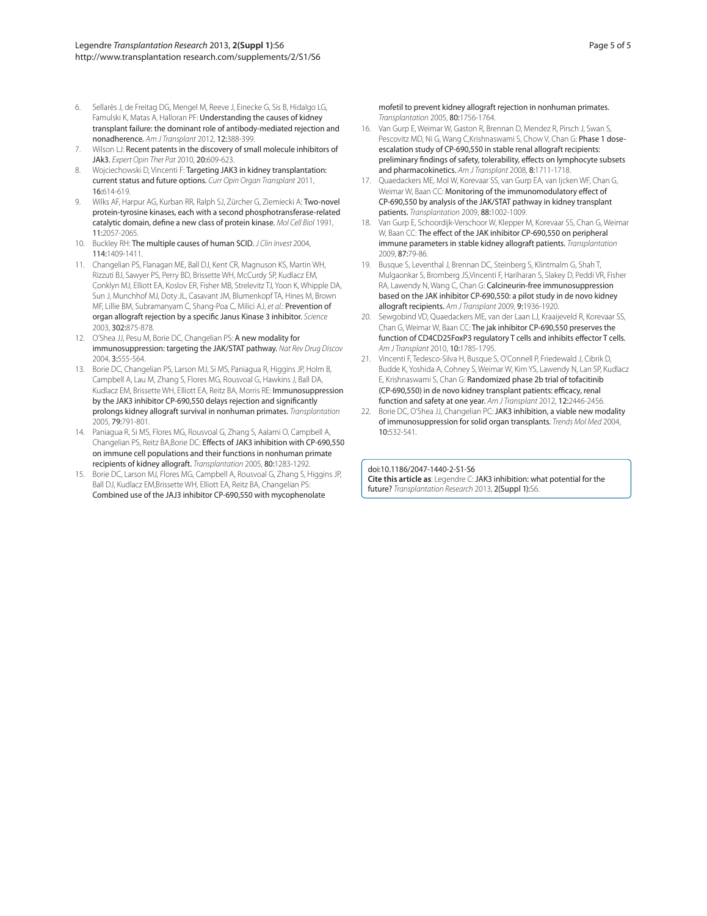6. Sellarès J, de Freitag DG, Mengel M, Reeve J, Einecke G, Sis B, Hidalgo LG, Famulski K, Matas A, Halloran PF: Understanding the causes of kidney transplant failure: the dominant role of antibody-mediated rejection and nonadherence. *Am J Transplant* 2012, **12**:388-399.
7. Wilson LJ: Recent patents in the discovery of small molecule inhibitors of JAk3. *Expert Opin Ther Pat* 2010, **20**:609-623.
8. Wojciechowski D, Vincenti F: Targeting JAK3 in kidney transplantation: current status and future options. *Curr Opin Organ Transplant* 2011, **16**:614-619.
9. Wilks AF, Harpur AG, Kurban RR, Ralph SJ, Zürcher G, Ziemiecki A: Two-novel protein-tyrosine kinases, each with a second phosphotransferase-related catalytic domain, define a new class of protein kinase. *Mol Cell Biol* 1991, **11**:2057-2065.
10. Buckley RH: The multiple causes of human SCID. *J Clin Invest* 2004, **114**:1409-1411.
11. Changelian PS, Flanagan ME, Ball DJ, Kent CR, Magnuson KS, Martin WH, Rizzuti BJ, Sawyer PS, Perry BD, Brissette WH, McCurdy SP, Kudlacz EM, Conklyn MJ, Elliott EA, Koslov ER, Fisher MB, Strelevitz TJ, Yoon K, Whipple DA, Sun J, Munchhof MJ, Doty JL, Casavant JM, Blumenkopf TA, Hines M, Brown MF, Lillie BM, Subramanyam C, Shang-Poa C, Milici AJ, *et al.*: Prevention of organ allograft rejection by a specific Janus Kinase 3 inhibitor. *Science* 2003, **302**:875-878.
12. O'Shea JJ, Pesu M, Borie DC, Changelian PS: A new modality for immunosuppression: targeting the JAK/STAT pathway. *Nat Rev Drug Discov* 2004, **3**:555-564.
13. Borie DC, Changelian PS, Larson MJ, Si MS, Paniagua R, Higgins JP, Holm B, Campbell A, Lau M, Zhang S, Flores MG, Rousvoal G, Hawkins J, Ball DA, Kudlacz EM, Brissette WH, Elliott EA, Reitz BA, Morris RE: Immunosuppression by the JAK3 inhibitor CP-690,550 delays rejection and significantly prolongs kidney allograft survival in nonhuman primates. *Transplantation* 2005, **79**:791-801.
14. Paniagua R, Si MS, Flores MG, Rousvoal G, Zhang S, Aalami O, Campbell A, Changelian PS, Reitz BA,Borie DC: Effects of JAK3 inhibition with CP-690,550 on immune cell populations and their functions in nonhuman primate recipients of kidney allograft. *Transplantation* 2005, **80**:1283-1292.
15. Borie DC, Larson MJ, Flores MG, Campbell A, Rousvoal G, Zhang S, Higgins JP, Ball DJ, Kudlacz EM,Brissette WH, Elliott EA, Reitz BA, Changelian PS: Combined use of the JAJ3 inhibitor CP-690,550 with mycophenolate mofetil to prevent kidney allograft rejection in nonhuman primates. *Transplantation* 2005, **80**:1756-1764.
16. Van Gurp E, Weimar W, Gaston R, Brennan D, Mendez R, Pirsch J, Swan S, Pescovitz MD, Ni G, Wang C,Krishnaswami S, Chow V, Chan G: Phase 1 dose-escalation study of CP-690,550 in stable renal allograft recipients: preliminary findings of safety, tolerability, effects on lymphocyte subsets and pharmacokinetics. *Am J Transplant* 2008, **8**:1711-1718.
17. Quaedackers ME, Mol W, Korevaar SS, van Gurp EA, van Ijcken WF, Chan G, Weimar W, Baan CC: Monitoring of the immunomodulatory effect of CP-690,550 by analysis of the JAK/STAT pathway in kidney transplant patients. *Transplantation* 2009, **88**:1002-1009.
18. Van Gurp E, Schoordijk-Verschoor W, Klepper M, Korevaar SS, Chan G, Weimar W, Baan CC: The effect of the JAK inhibitor CP-690,550 on peripheral immune parameters in stable kidney allograft patients. *Transplantation* 2009, **87**:79-86.
19. Busque S, Leventhal J, Brennan DC, Steinberg S, Klintmalm G, Shah T, Mulgaonkar S, Bromberg JS,Vincenti F, Hariharan S, Slakey D, Peddi VR, Fisher RA, Lawendy N, Wang C, Chan G: Calcineurin-free immunosuppression based on the JAK inhibitor CP-690,550: a pilot study in de novo kidney allograft recipients. *Am J Transplant* 2009, **9**:1936-1920.
20. Sewgobind VD, Quaedackers ME, van der Laan LJ, Kraaijeveld R, Korevaar SS, Chan G, Weimar W, Baan CC: The jak inhibitor CP-690,550 preserves the function of CD4CD25FoxP3 regulatory T cells and inhibits effector T cells. *Am J Transplant* 2010, **10**:1785-1795.
21. Vincenti F, Tedesco-Silva H, Busque S, O'Connell P, Friedewald J, Cibrik D, Budde K, Yoshida A, Cohney S, Weimar W, Kim YS, Lawendy N, Lan SP, Kudlacz E, Krishnaswami S, Chan G: Randomized phase 2b trial of tofacitinib (CP-690,550) in de novo kidney transplant patients: efficacy, renal function and safety at one year. *Am J Transplant* 2012, **12**:2446-2456.
22. Borie DC, O'Shea JJ, Changelian PC: JAK3 inhibition, a viable new modality of immunosuppression for solid organ transplants. *Trends Mol Med* 2004, **10**:532-541.

doi:10.1186/2047-1440-2-S1-S6
**Cite this article as**: Legendre C: JAK3 inhibition: what potential for the future? *Transplantation Research* 2013, **2(Suppl 1)**:S6.